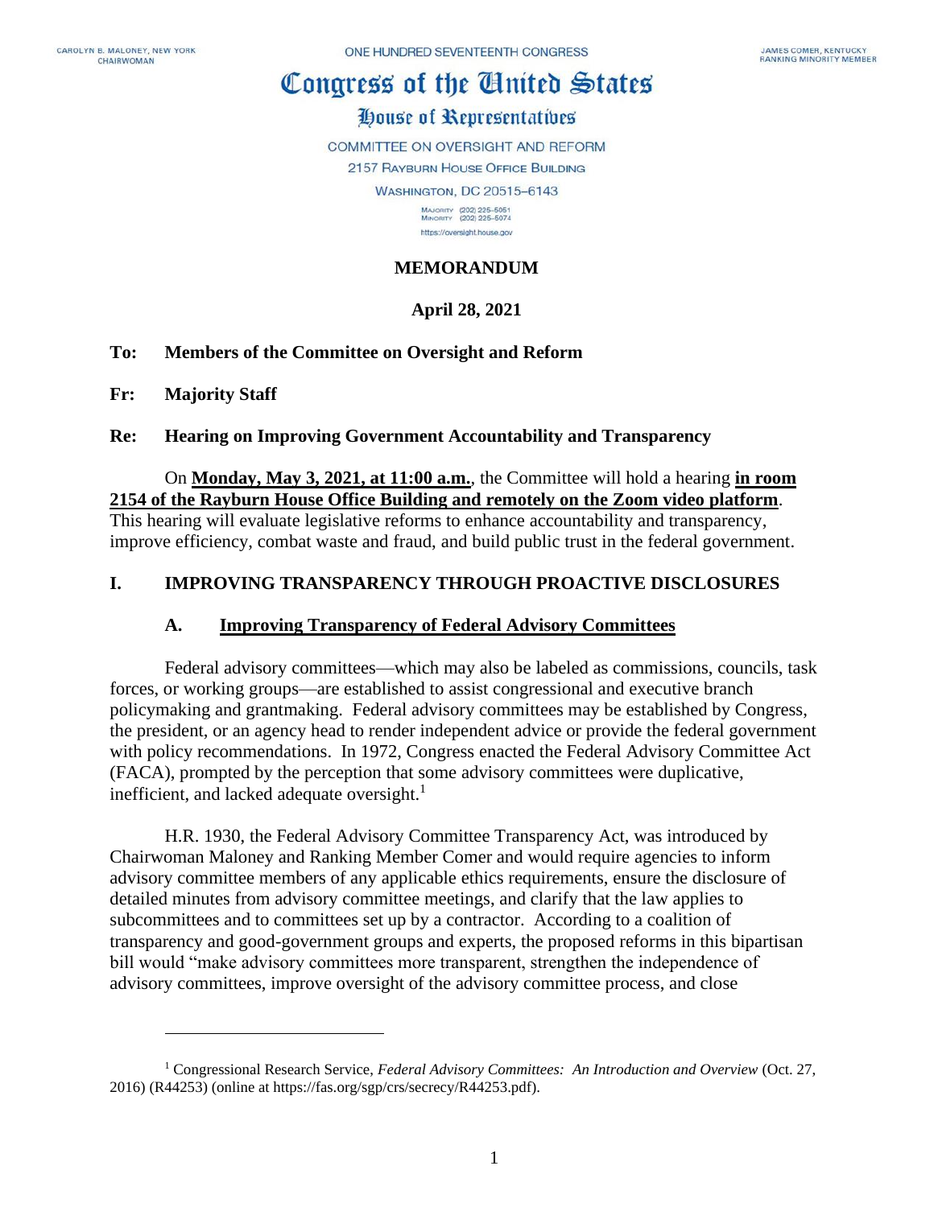CAROLYN B. MALONEY, NEW YORK
CHAIRWOMAN

ONE HUNDRED SEVENTEENTH CONGRESS

JAMES COMER, KENTUCKY
RANKING MINORITY MEMBER

# Congress of the United States

## House of Representatives

COMMITTEE ON OVERSIGHT AND REFORM
2157 RAYBURN HOUSE OFFICE BUILDING
WASHINGTON, DC 20515–6143

MAJORITY (202) 225-5051
MINORITY (202) 225-5074
https://oversight.house.gov

**MEMORANDUM**

**April 28, 2021**

**To: Members of the Committee on Oversight and Reform**

**Fr: Majority Staff**

**Re: Hearing on Improving Government Accountability and Transparency**

On **Monday, May 3, 2021, at 11:00 a.m.**, the Committee will hold a hearing **in room 2154 of the Rayburn House Office Building and remotely on the Zoom video platform**. This hearing will evaluate legislative reforms to enhance accountability and transparency, improve efficiency, combat waste and fraud, and build public trust in the federal government.

## I. IMPROVING TRANSPARENCY THROUGH PROACTIVE DISCLOSURES

### A. Improving Transparency of Federal Advisory Committees

Federal advisory committees—which may also be labeled as commissions, councils, task forces, or working groups—are established to assist congressional and executive branch policymaking and grantmaking. Federal advisory committees may be established by Congress, the president, or an agency head to render independent advice or provide the federal government with policy recommendations. In 1972, Congress enacted the Federal Advisory Committee Act (FACA), prompted by the perception that some advisory committees were duplicative, inefficient, and lacked adequate oversight.[1]

H.R. 1930, the Federal Advisory Committee Transparency Act, was introduced by Chairwoman Maloney and Ranking Member Comer and would require agencies to inform advisory committee members of any applicable ethics requirements, ensure the disclosure of detailed minutes from advisory committee meetings, and clarify that the law applies to subcommittees and to committees set up by a contractor. According to a coalition of transparency and good-government groups and experts, the proposed reforms in this bipartisan bill would "make advisory committees more transparent, strengthen the independence of advisory committees, improve oversight of the advisory committee process, and close

---

[1] Congressional Research Service, *Federal Advisory Committees: An Introduction and Overview* (Oct. 27, 2016) (R44253) (online at https://fas.org/sgp/crs/secrecy/R44253.pdf).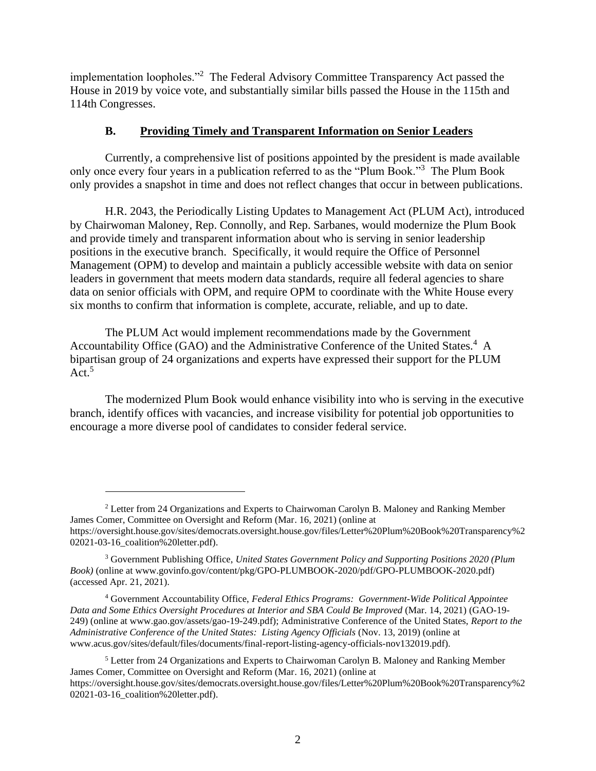implementation loopholes."[2] The Federal Advisory Committee Transparency Act passed the House in 2019 by voice vote, and substantially similar bills passed the House in the 115th and 114th Congresses.

### B. Providing Timely and Transparent Information on Senior Leaders

Currently, a comprehensive list of positions appointed by the president is made available only once every four years in a publication referred to as the "Plum Book."[3] The Plum Book only provides a snapshot in time and does not reflect changes that occur in between publications.

H.R. 2043, the Periodically Listing Updates to Management Act (PLUM Act), introduced by Chairwoman Maloney, Rep. Connolly, and Rep. Sarbanes, would modernize the Plum Book and provide timely and transparent information about who is serving in senior leadership positions in the executive branch. Specifically, it would require the Office of Personnel Management (OPM) to develop and maintain a publicly accessible website with data on senior leaders in government that meets modern data standards, require all federal agencies to share data on senior officials with OPM, and require OPM to coordinate with the White House every six months to confirm that information is complete, accurate, reliable, and up to date.

The PLUM Act would implement recommendations made by the Government Accountability Office (GAO) and the Administrative Conference of the United States.[4] A bipartisan group of 24 organizations and experts have expressed their support for the PLUM Act.[5]

The modernized Plum Book would enhance visibility into who is serving in the executive branch, identify offices with vacancies, and increase visibility for potential job opportunities to encourage a more diverse pool of candidates to consider federal service.

---

[2] Letter from 24 Organizations and Experts to Chairwoman Carolyn B. Maloney and Ranking Member James Comer, Committee on Oversight and Reform (Mar. 16, 2021) (online at https://oversight.house.gov/sites/democrats.oversight.house.gov/files/Letter%20Plum%20Book%20Transparency%202021-03-16_coalition%20letter.pdf).

[3] Government Publishing Office, *United States Government Policy and Supporting Positions 2020 (Plum Book)* (online at www.govinfo.gov/content/pkg/GPO-PLUMBOOK-2020/pdf/GPO-PLUMBOOK-2020.pdf) (accessed Apr. 21, 2021).

[4] Government Accountability Office, *Federal Ethics Programs: Government-Wide Political Appointee Data and Some Ethics Oversight Procedures at Interior and SBA Could Be Improved* (Mar. 14, 2021) (GAO-19-249) (online at www.gao.gov/assets/gao-19-249.pdf); Administrative Conference of the United States, *Report to the Administrative Conference of the United States: Listing Agency Officials* (Nov. 13, 2019) (online at www.acus.gov/sites/default/files/documents/final-report-listing-agency-officials-nov132019.pdf).

[5] Letter from 24 Organizations and Experts to Chairwoman Carolyn B. Maloney and Ranking Member James Comer, Committee on Oversight and Reform (Mar. 16, 2021) (online at https://oversight.house.gov/sites/democrats.oversight.house.gov/files/Letter%20Plum%20Book%20Transparency%202021-03-16_coalition%20letter.pdf).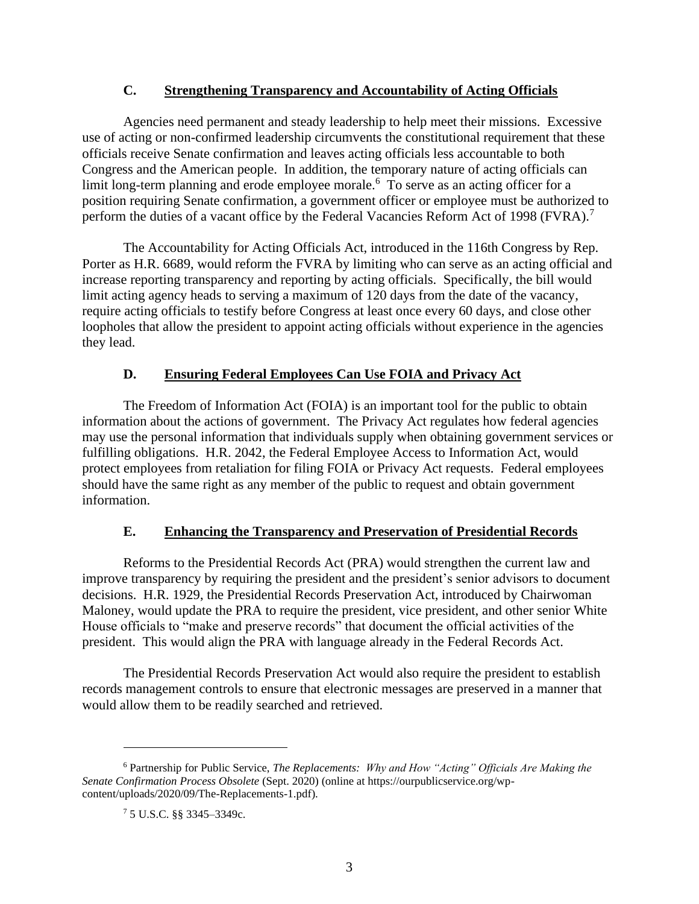### C. Strengthening Transparency and Accountability of Acting Officials

Agencies need permanent and steady leadership to help meet their missions. Excessive use of acting or non-confirmed leadership circumvents the constitutional requirement that these officials receive Senate confirmation and leaves acting officials less accountable to both Congress and the American people. In addition, the temporary nature of acting officials can limit long-term planning and erode employee morale.[6] To serve as an acting officer for a position requiring Senate confirmation, a government officer or employee must be authorized to perform the duties of a vacant office by the Federal Vacancies Reform Act of 1998 (FVRA).[7]

The Accountability for Acting Officials Act, introduced in the 116th Congress by Rep. Porter as H.R. 6689, would reform the FVRA by limiting who can serve as an acting official and increase reporting transparency and reporting by acting officials. Specifically, the bill would limit acting agency heads to serving a maximum of 120 days from the date of the vacancy, require acting officials to testify before Congress at least once every 60 days, and close other loopholes that allow the president to appoint acting officials without experience in the agencies they lead.

### D. Ensuring Federal Employees Can Use FOIA and Privacy Act

The Freedom of Information Act (FOIA) is an important tool for the public to obtain information about the actions of government. The Privacy Act regulates how federal agencies may use the personal information that individuals supply when obtaining government services or fulfilling obligations. H.R. 2042, the Federal Employee Access to Information Act, would protect employees from retaliation for filing FOIA or Privacy Act requests. Federal employees should have the same right as any member of the public to request and obtain government information.

### E. Enhancing the Transparency and Preservation of Presidential Records

Reforms to the Presidential Records Act (PRA) would strengthen the current law and improve transparency by requiring the president and the president's senior advisors to document decisions. H.R. 1929, the Presidential Records Preservation Act, introduced by Chairwoman Maloney, would update the PRA to require the president, vice president, and other senior White House officials to "make and preserve records" that document the official activities of the president. This would align the PRA with language already in the Federal Records Act.

The Presidential Records Preservation Act would also require the president to establish records management controls to ensure that electronic messages are preserved in a manner that would allow them to be readily searched and retrieved.

---

[6] Partnership for Public Service, *The Replacements: Why and How "Acting" Officials Are Making the Senate Confirmation Process Obsolete* (Sept. 2020) (online at https://ourpublicservice.org/wp-content/uploads/2020/09/The-Replacements-1.pdf).

[7] 5 U.S.C. §§ 3345–3349c.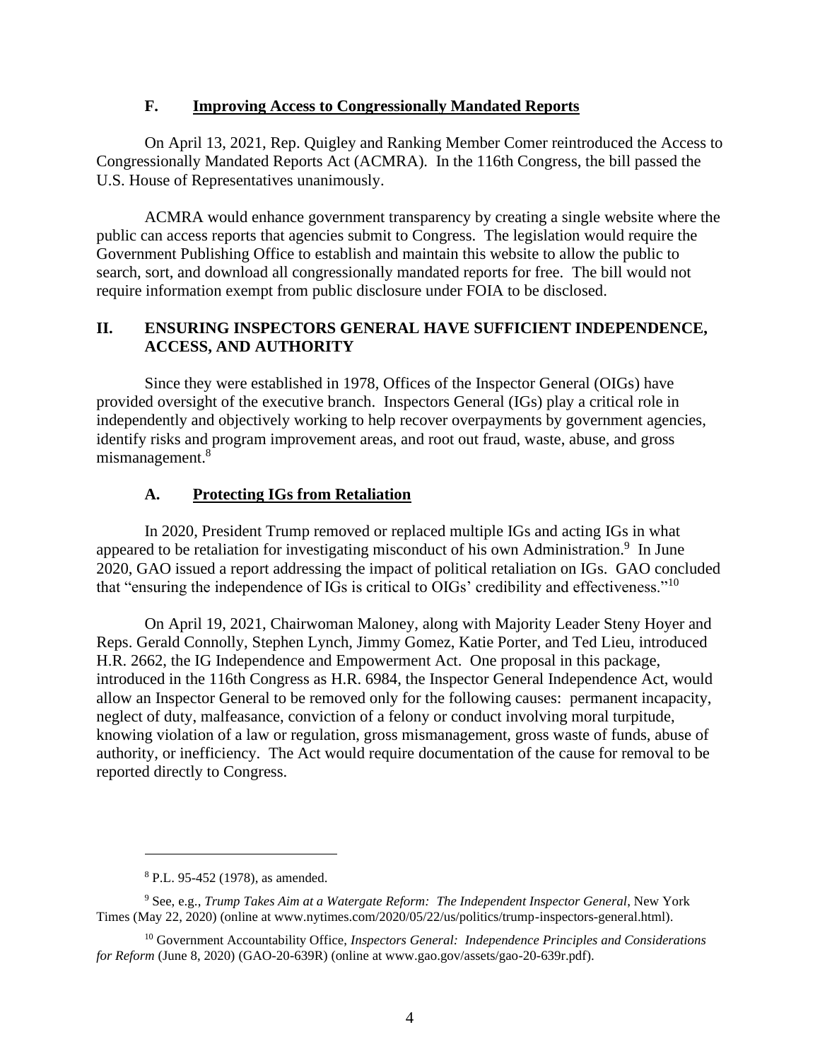### F. Improving Access to Congressionally Mandated Reports

On April 13, 2021, Rep. Quigley and Ranking Member Comer reintroduced the Access to Congressionally Mandated Reports Act (ACMRA). In the 116th Congress, the bill passed the U.S. House of Representatives unanimously.

ACMRA would enhance government transparency by creating a single website where the public can access reports that agencies submit to Congress. The legislation would require the Government Publishing Office to establish and maintain this website to allow the public to search, sort, and download all congressionally mandated reports for free. The bill would not require information exempt from public disclosure under FOIA to be disclosed.

## II. ENSURING INSPECTORS GENERAL HAVE SUFFICIENT INDEPENDENCE, ACCESS, AND AUTHORITY

Since they were established in 1978, Offices of the Inspector General (OIGs) have provided oversight of the executive branch. Inspectors General (IGs) play a critical role in independently and objectively working to help recover overpayments by government agencies, identify risks and program improvement areas, and root out fraud, waste, abuse, and gross mismanagement.[8]

### A. Protecting IGs from Retaliation

In 2020, President Trump removed or replaced multiple IGs and acting IGs in what appeared to be retaliation for investigating misconduct of his own Administration.[9] In June 2020, GAO issued a report addressing the impact of political retaliation on IGs. GAO concluded that "ensuring the independence of IGs is critical to OIGs' credibility and effectiveness."[10]

On April 19, 2021, Chairwoman Maloney, along with Majority Leader Steny Hoyer and Reps. Gerald Connolly, Stephen Lynch, Jimmy Gomez, Katie Porter, and Ted Lieu, introduced H.R. 2662, the IG Independence and Empowerment Act. One proposal in this package, introduced in the 116th Congress as H.R. 6984, the Inspector General Independence Act, would allow an Inspector General to be removed only for the following causes: permanent incapacity, neglect of duty, malfeasance, conviction of a felony or conduct involving moral turpitude, knowing violation of a law or regulation, gross mismanagement, gross waste of funds, abuse of authority, or inefficiency. The Act would require documentation of the cause for removal to be reported directly to Congress.

---

[8] P.L. 95-452 (1978), as amended.

[9] See, e.g., *Trump Takes Aim at a Watergate Reform: The Independent Inspector General*, New York Times (May 22, 2020) (online at www.nytimes.com/2020/05/22/us/politics/trump-inspectors-general.html).

[10] Government Accountability Office, *Inspectors General: Independence Principles and Considerations for Reform* (June 8, 2020) (GAO-20-639R) (online at www.gao.gov/assets/gao-20-639r.pdf).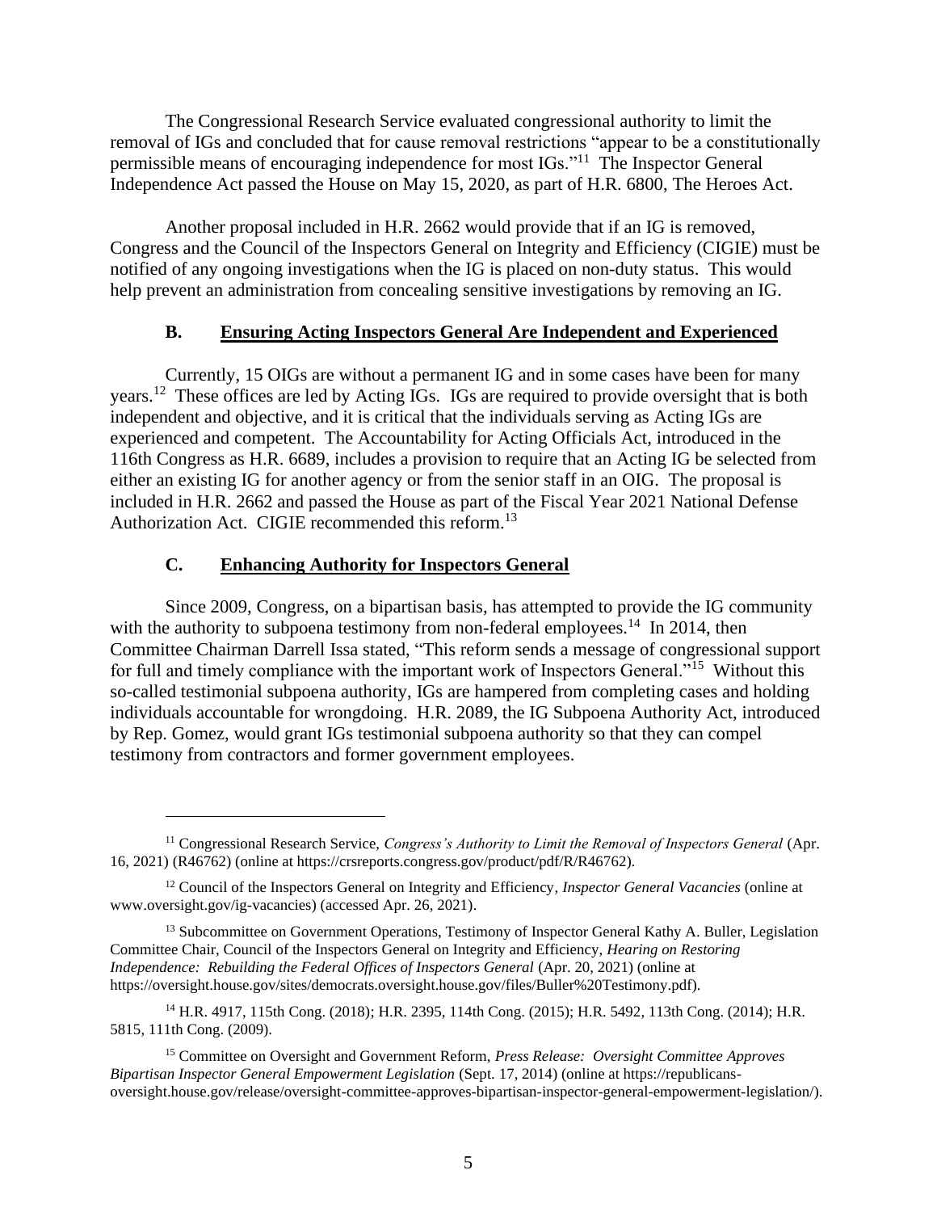The Congressional Research Service evaluated congressional authority to limit the removal of IGs and concluded that for cause removal restrictions "appear to be a constitutionally permissible means of encouraging independence for most IGs."[11] The Inspector General Independence Act passed the House on May 15, 2020, as part of H.R. 6800, The Heroes Act.

Another proposal included in H.R. 2662 would provide that if an IG is removed, Congress and the Council of the Inspectors General on Integrity and Efficiency (CIGIE) must be notified of any ongoing investigations when the IG is placed on non-duty status. This would help prevent an administration from concealing sensitive investigations by removing an IG.

### B. Ensuring Acting Inspectors General Are Independent and Experienced

Currently, 15 OIGs are without a permanent IG and in some cases have been for many years.[12] These offices are led by Acting IGs. IGs are required to provide oversight that is both independent and objective, and it is critical that the individuals serving as Acting IGs are experienced and competent. The Accountability for Acting Officials Act, introduced in the 116th Congress as H.R. 6689, includes a provision to require that an Acting IG be selected from either an existing IG for another agency or from the senior staff in an OIG. The proposal is included in H.R. 2662 and passed the House as part of the Fiscal Year 2021 National Defense Authorization Act. CIGIE recommended this reform.[13]

### C. Enhancing Authority for Inspectors General

Since 2009, Congress, on a bipartisan basis, has attempted to provide the IG community with the authority to subpoena testimony from non-federal employees.[14] In 2014, then Committee Chairman Darrell Issa stated, "This reform sends a message of congressional support for full and timely compliance with the important work of Inspectors General."[15] Without this so-called testimonial subpoena authority, IGs are hampered from completing cases and holding individuals accountable for wrongdoing. H.R. 2089, the IG Subpoena Authority Act, introduced by Rep. Gomez, would grant IGs testimonial subpoena authority so that they can compel testimony from contractors and former government employees.

---

[11] Congressional Research Service, *Congress's Authority to Limit the Removal of Inspectors General* (Apr. 16, 2021) (R46762) (online at https://crsreports.congress.gov/product/pdf/R/R46762).

[12] Council of the Inspectors General on Integrity and Efficiency, *Inspector General Vacancies* (online at www.oversight.gov/ig-vacancies) (accessed Apr. 26, 2021).

[13] Subcommittee on Government Operations, Testimony of Inspector General Kathy A. Buller, Legislation Committee Chair, Council of the Inspectors General on Integrity and Efficiency, *Hearing on Restoring Independence: Rebuilding the Federal Offices of Inspectors General* (Apr. 20, 2021) (online at https://oversight.house.gov/sites/democrats.oversight.house.gov/files/Buller%20Testimony.pdf).

[14] H.R. 4917, 115th Cong. (2018); H.R. 2395, 114th Cong. (2015); H.R. 5492, 113th Cong. (2014); H.R. 5815, 111th Cong. (2009).

[15] Committee on Oversight and Government Reform, *Press Release: Oversight Committee Approves Bipartisan Inspector General Empowerment Legislation* (Sept. 17, 2014) (online at https://republicans-oversight.house.gov/release/oversight-committee-approves-bipartisan-inspector-general-empowerment-legislation/).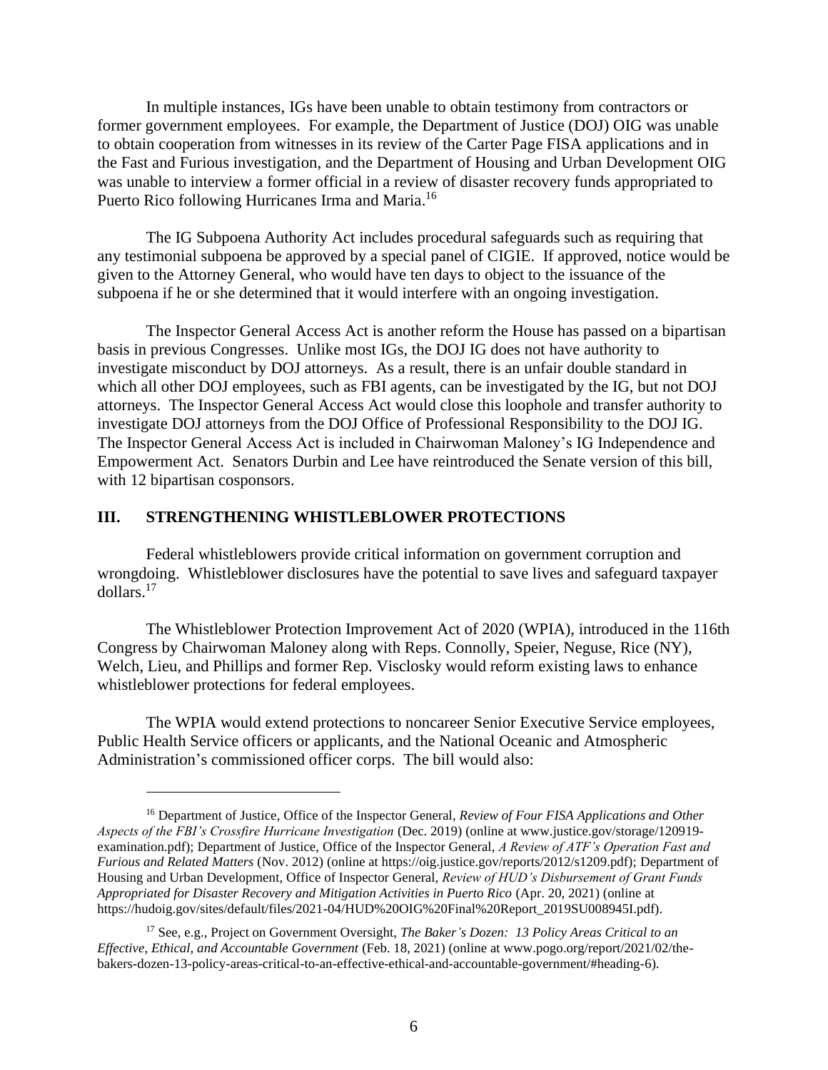In multiple instances, IGs have been unable to obtain testimony from contractors or former government employees. For example, the Department of Justice (DOJ) OIG was unable to obtain cooperation from witnesses in its review of the Carter Page FISA applications and in the Fast and Furious investigation, and the Department of Housing and Urban Development OIG was unable to interview a former official in a review of disaster recovery funds appropriated to Puerto Rico following Hurricanes Irma and Maria.[16]

The IG Subpoena Authority Act includes procedural safeguards such as requiring that any testimonial subpoena be approved by a special panel of CIGIE. If approved, notice would be given to the Attorney General, who would have ten days to object to the issuance of the subpoena if he or she determined that it would interfere with an ongoing investigation.

The Inspector General Access Act is another reform the House has passed on a bipartisan basis in previous Congresses. Unlike most IGs, the DOJ IG does not have authority to investigate misconduct by DOJ attorneys. As a result, there is an unfair double standard in which all other DOJ employees, such as FBI agents, can be investigated by the IG, but not DOJ attorneys. The Inspector General Access Act would close this loophole and transfer authority to investigate DOJ attorneys from the DOJ Office of Professional Responsibility to the DOJ IG. The Inspector General Access Act is included in Chairwoman Maloney's IG Independence and Empowerment Act. Senators Durbin and Lee have reintroduced the Senate version of this bill, with 12 bipartisan cosponsors.

## III. STRENGTHENING WHISTLEBLOWER PROTECTIONS

Federal whistleblowers provide critical information on government corruption and wrongdoing. Whistleblower disclosures have the potential to save lives and safeguard taxpayer dollars.[17]

The Whistleblower Protection Improvement Act of 2020 (WPIA), introduced in the 116th Congress by Chairwoman Maloney along with Reps. Connolly, Speier, Neguse, Rice (NY), Welch, Lieu, and Phillips and former Rep. Visclosky would reform existing laws to enhance whistleblower protections for federal employees.

The WPIA would extend protections to noncareer Senior Executive Service employees, Public Health Service officers or applicants, and the National Oceanic and Atmospheric Administration's commissioned officer corps. The bill would also:

---

[16] Department of Justice, Office of the Inspector General, *Review of Four FISA Applications and Other Aspects of the FBI's Crossfire Hurricane Investigation* (Dec. 2019) (online at www.justice.gov/storage/120919-examination.pdf); Department of Justice, Office of the Inspector General, *A Review of ATF's Operation Fast and Furious and Related Matters* (Nov. 2012) (online at https://oig.justice.gov/reports/2012/s1209.pdf); Department of Housing and Urban Development, Office of Inspector General, *Review of HUD's Disbursement of Grant Funds Appropriated for Disaster Recovery and Mitigation Activities in Puerto Rico* (Apr. 20, 2021) (online at https://hudoig.gov/sites/default/files/2021-04/HUD%20OIG%20Final%20Report_2019SU008945I.pdf).

[17] See, e.g., Project on Government Oversight, *The Baker's Dozen: 13 Policy Areas Critical to an Effective, Ethical, and Accountable Government* (Feb. 18, 2021) (online at www.pogo.org/report/2021/02/the-bakers-dozen-13-policy-areas-critical-to-an-effective-ethical-and-accountable-government/#heading-6).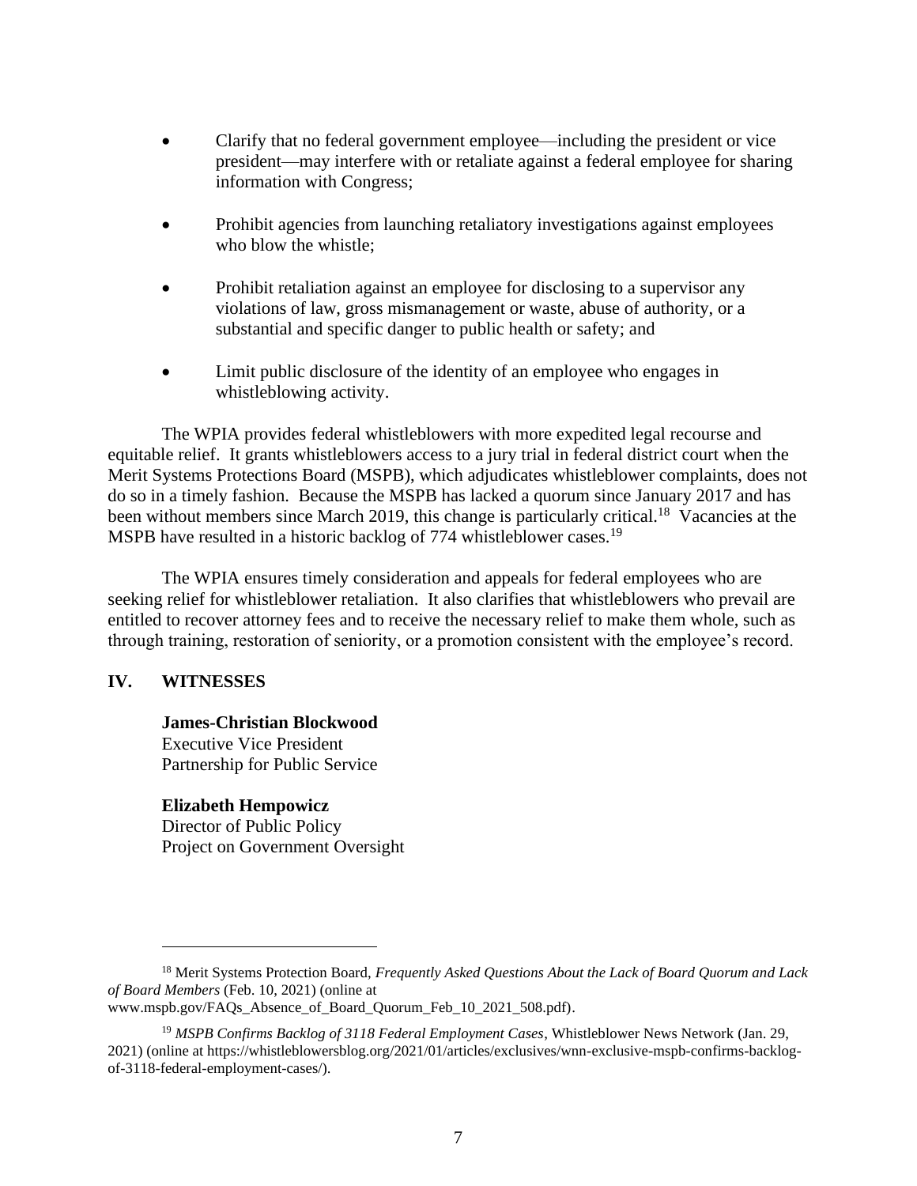- Clarify that no federal government employee—including the president or vice president—may interfere with or retaliate against a federal employee for sharing information with Congress;

- Prohibit agencies from launching retaliatory investigations against employees who blow the whistle;

- Prohibit retaliation against an employee for disclosing to a supervisor any violations of law, gross mismanagement or waste, abuse of authority, or a substantial and specific danger to public health or safety; and

- Limit public disclosure of the identity of an employee who engages in whistleblowing activity.

The WPIA provides federal whistleblowers with more expedited legal recourse and equitable relief. It grants whistleblowers access to a jury trial in federal district court when the Merit Systems Protections Board (MSPB), which adjudicates whistleblower complaints, does not do so in a timely fashion. Because the MSPB has lacked a quorum since January 2017 and has been without members since March 2019, this change is particularly critical.[18] Vacancies at the MSPB have resulted in a historic backlog of 774 whistleblower cases.[19]

The WPIA ensures timely consideration and appeals for federal employees who are seeking relief for whistleblower retaliation. It also clarifies that whistleblowers who prevail are entitled to recover attorney fees and to receive the necessary relief to make them whole, such as through training, restoration of seniority, or a promotion consistent with the employee's record.

## IV. WITNESSES

**James-Christian Blockwood**
Executive Vice President
Partnership for Public Service

**Elizabeth Hempowicz**
Director of Public Policy
Project on Government Oversight

---

[18] Merit Systems Protection Board, *Frequently Asked Questions About the Lack of Board Quorum and Lack of Board Members* (Feb. 10, 2021) (online at www.mspb.gov/FAQs_Absence_of_Board_Quorum_Feb_10_2021_508.pdf).

[19] *MSPB Confirms Backlog of 3118 Federal Employment Cases*, Whistleblower News Network (Jan. 29, 2021) (online at https://whistleblowersblog.org/2021/01/articles/exclusives/wnn-exclusive-mspb-confirms-backlog-of-3118-federal-employment-cases/).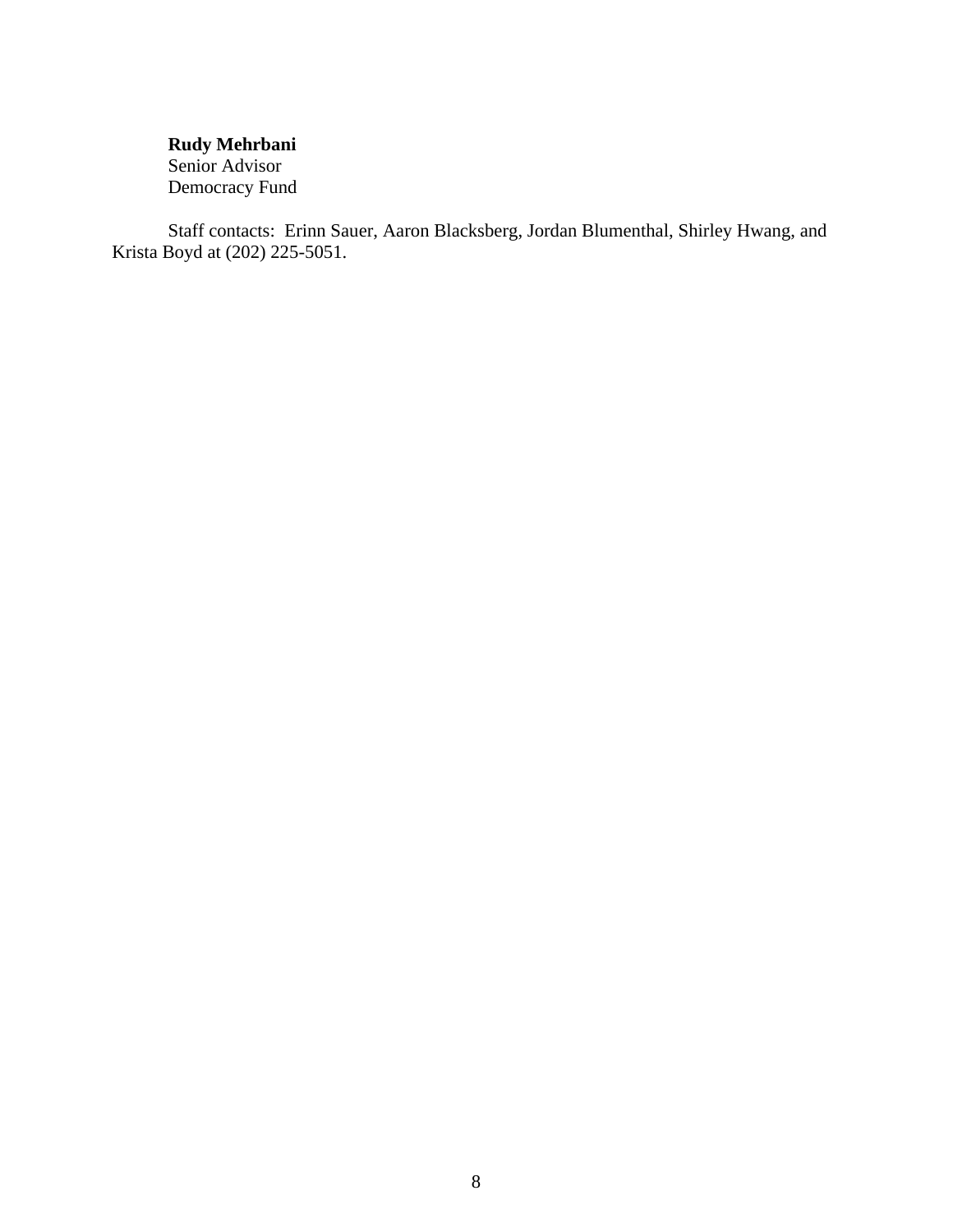**Rudy Mehrbani**
Senior Advisor
Democracy Fund

Staff contacts: Erinn Sauer, Aaron Blacksberg, Jordan Blumenthal, Shirley Hwang, and Krista Boyd at (202) 225-5051.